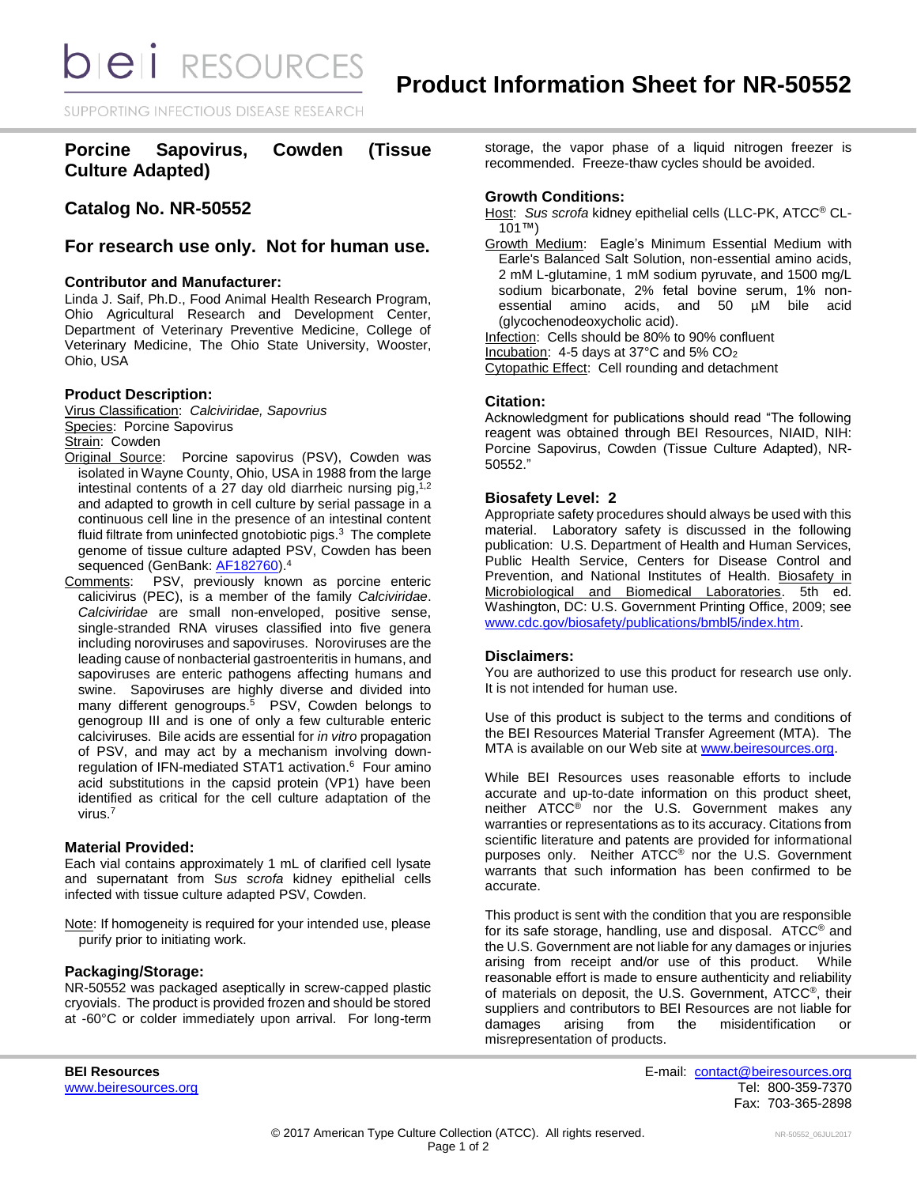# Product Information Sheet for NR-50552

## Porcine Sapovirus, Cowden (Tissue Culture Adapted)

## Catalog No. NR-50552

## For research use only. Not for human use.

### Contributor and Manufacturer:

Linda J. Saif, Ph.D., Food Animal Health Research Program, Ohio Agricultural Research and Development Center, Department of Veterinary Preventive Medicine, College of Veterinary Medicine, The Ohio State University, Wooster, Ohio, USA

### Product Description:

Virus Classification: *Calciviridae, Sapovrius*
Species: Porcine Sapovirus
Strain: Cowden
Original Source: Porcine sapovirus (PSV), Cowden was isolated in Wayne County, Ohio, USA in 1988 from the large intestinal contents of a 27 day old diarrheic nursing pig,[1,2] and adapted to growth in cell culture by serial passage in a continuous cell line in the presence of an intestinal content fluid filtrate from uninfected gnotobiotic pigs.[3] The complete genome of tissue culture adapted PSV, Cowden has been sequenced (GenBank: AF182760).[4]
Comments: PSV, previously known as porcine enteric calicivirus (PEC), is a member of the family *Calciviridae*. *Calciviridae* are small non-enveloped, positive sense, single-stranded RNA viruses classified into five genera including noroviruses and sapoviruses. Noroviruses are the leading cause of nonbacterial gastroenteritis in humans, and sapoviruses are enteric pathogens affecting humans and swine. Sapoviruses are highly diverse and divided into many different genogroups.[5] PSV, Cowden belongs to genogroup III and is one of only a few culturable enteric calciviruses. Bile acids are essential for *in vitro* propagation of PSV, and may act by a mechanism involving down-regulation of IFN-mediated STAT1 activation.[6] Four amino acid substitutions in the capsid protein (VP1) have been identified as critical for the cell culture adaptation of the virus.[7]

### Material Provided:

Each vial contains approximately 1 mL of clarified cell lysate and supernatant from S*us scrofa* kidney epithelial cells infected with tissue culture adapted PSV, Cowden.

Note: If homogeneity is required for your intended use, please purify prior to initiating work.

### Packaging/Storage:

NR-50552 was packaged aseptically in screw-capped plastic cryovials. The product is provided frozen and should be stored at -60°C or colder immediately upon arrival. For long-term storage, the vapor phase of a liquid nitrogen freezer is recommended. Freeze-thaw cycles should be avoided.

### Growth Conditions:

Host: *Sus scrofa* kidney epithelial cells (LLC-PK, ATCC® CL-101™)
Growth Medium: Eagle's Minimum Essential Medium with Earle's Balanced Salt Solution, non-essential amino acids, 2 mM L-glutamine, 1 mM sodium pyruvate, and 1500 mg/L sodium bicarbonate, 2% fetal bovine serum, 1% non-essential amino acids, and 50 µM bile acid (glycochenodeoxycholic acid).
Infection: Cells should be 80% to 90% confluent
Incubation: 4-5 days at 37°C and 5% $CO_2$
Cytopathic Effect: Cell rounding and detachment

### Citation:

Acknowledgment for publications should read "The following reagent was obtained through BEI Resources, NIAID, NIH: Porcine Sapovirus, Cowden (Tissue Culture Adapted), NR-50552."

### Biosafety Level: 2

Appropriate safety procedures should always be used with this material. Laboratory safety is discussed in the following publication: U.S. Department of Health and Human Services, Public Health Service, Centers for Disease Control and Prevention, and National Institutes of Health. Biosafety in Microbiological and Biomedical Laboratories. 5th ed. Washington, DC: U.S. Government Printing Office, 2009; see www.cdc.gov/biosafety/publications/bmbl5/index.htm.

### Disclaimers:

You are authorized to use this product for research use only. It is not intended for human use.

Use of this product is subject to the terms and conditions of the BEI Resources Material Transfer Agreement (MTA). The MTA is available on our Web site at www.beiresources.org.

While BEI Resources uses reasonable efforts to include accurate and up-to-date information on this product sheet, neither ATCC® nor the U.S. Government makes any warranties or representations as to its accuracy. Citations from scientific literature and patents are provided for informational purposes only. Neither ATCC® nor the U.S. Government warrants that such information has been confirmed to be accurate.

This product is sent with the condition that you are responsible for its safe storage, handling, use and disposal. ATCC® and the U.S. Government are not liable for any damages or injuries arising from receipt and/or use of this product. While reasonable effort is made to ensure authenticity and reliability of materials on deposit, the U.S. Government, ATCC®, their suppliers and contributors to BEI Resources are not liable for damages arising from the misidentification or misrepresentation of products.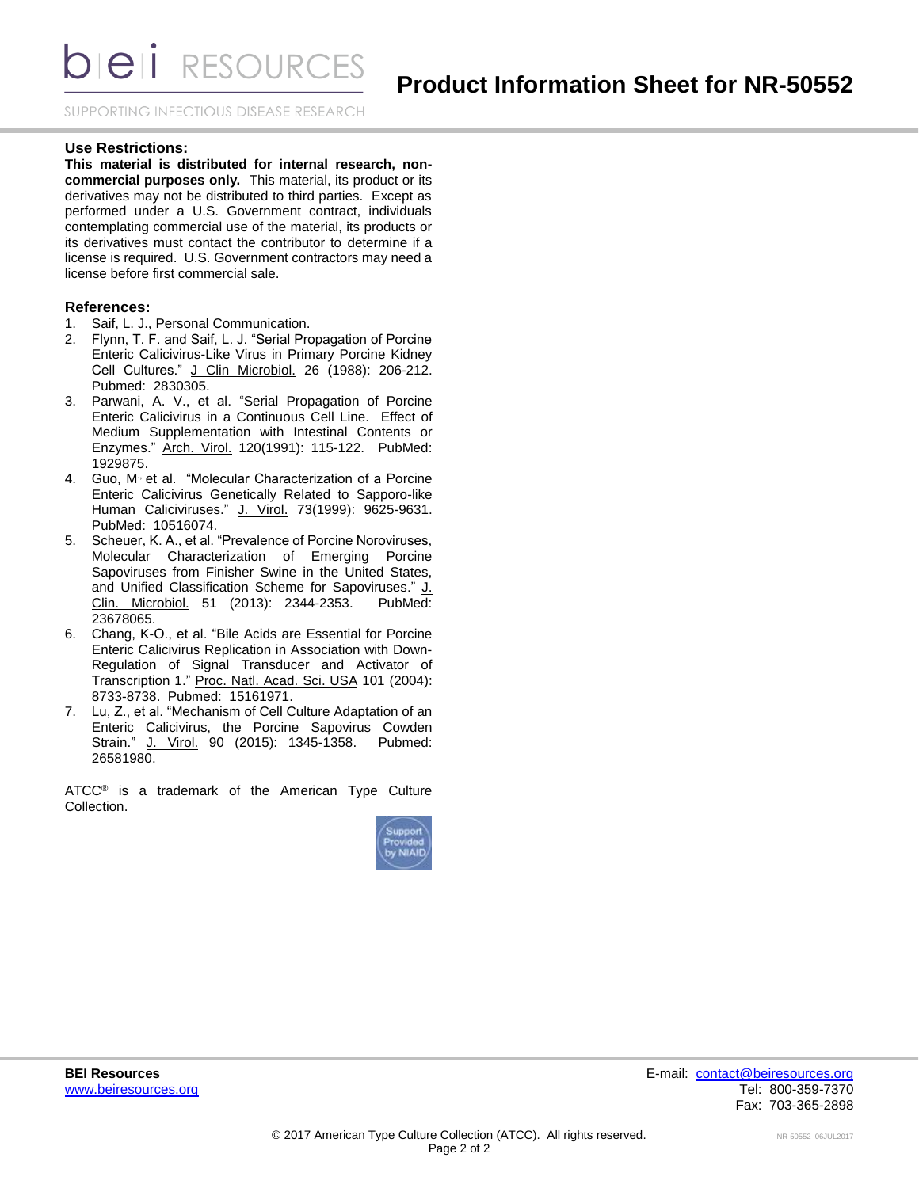## Use Restrictions:

**This material is distributed for internal research, non-commercial purposes only.** This material, its product or its derivatives may not be distributed to third parties. Except as performed under a U.S. Government contract, individuals contemplating commercial use of the material, its products or its derivatives must contact the contributor to determine if a license is required. U.S. Government contractors may need a license before first commercial sale.

## References:

1. Saif, L. J., Personal Communication.
2. Flynn, T. F. and Saif, L. J. "Serial Propagation of Porcine Enteric Calicivirus-Like Virus in Primary Porcine Kidney Cell Cultures." J Clin Microbiol. 26 (1988): 206-212. Pubmed: 2830305.
3. Parwani, A. V., et al. "Serial Propagation of Porcine Enteric Calicivirus in a Continuous Cell Line. Effect of Medium Supplementation with Intestinal Contents or Enzymes." Arch. Virol. 120(1991): 115-122. PubMed: 1929875.
4. Guo, M., et al. "Molecular Characterization of a Porcine Enteric Calicivirus Genetically Related to Sapporo-like Human Caliciviruses." J. Virol. 73(1999): 9625-9631. PubMed: 10516074.
5. Scheuer, K. A., et al. "Prevalence of Porcine Noroviruses, Molecular Characterization of Emerging Porcine Sapoviruses from Finisher Swine in the United States, and Unified Classification Scheme for Sapoviruses." J. Clin. Microbiol. 51 (2013): 2344-2353. PubMed: 23678065.
6. Chang, K-O., et al. "Bile Acids are Essential for Porcine Enteric Calicivirus Replication in Association with Down-Regulation of Signal Transducer and Activator of Transcription 1." Proc. Natl. Acad. Sci. USA 101 (2004): 8733-8738. Pubmed: 15161971.
7. Lu, Z., et al. "Mechanism of Cell Culture Adaptation of an Enteric Calicivirus, the Porcine Sapovirus Cowden Strain." J. Virol. 90 (2015): 1345-1358. Pubmed: 26581980.

ATCC® is a trademark of the American Type Culture Collection.

Support Provided by NIAID

**BEI Resources**
www.beiresources.org

E-mail: contact@beiresources.org
Tel: 800-359-7370
Fax: 703-365-2898

© 2017 American Type Culture Collection (ATCC). All rights reserved.

NR-50552_06JUL2017